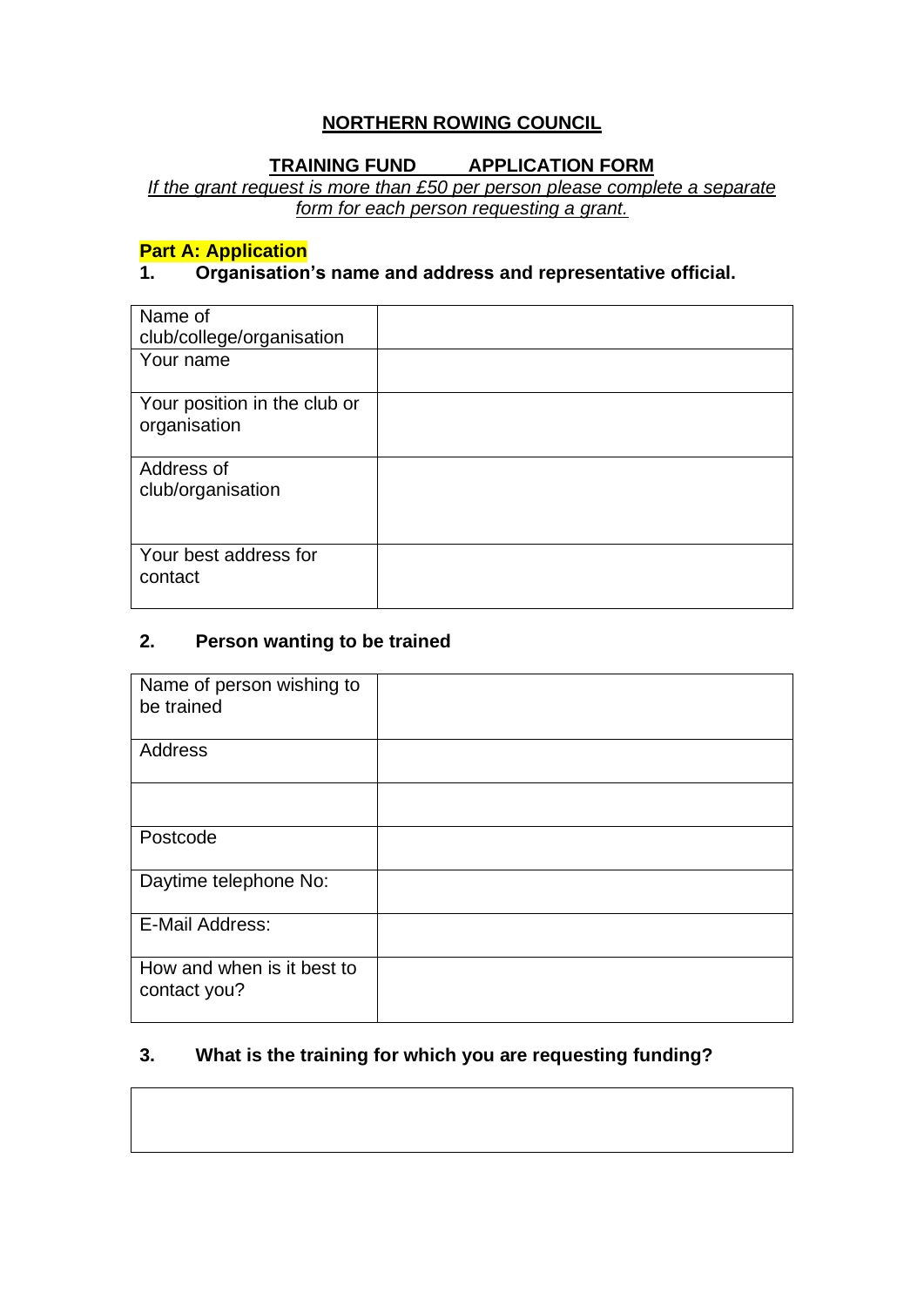# NORTHERN ROWING COUNCIL

## TRAINING FUND APPLICATION FORM

*If the grant request is more than £50 per person please complete a separate form for each person requesting a grant.*

**Part A: Application**

**1. Organisation's name and address and representative official.**

| | |
|---|---|
| Name of club/college/organisation | |
| Your name | |
| Your position in the club or organisation | |
| Address of club/organisation | |
| Your best address for contact | |

**2. Person wanting to be trained**

| | |
|---|---|
| Name of person wishing to be trained | |
| Address | |
| | |
| Postcode | |
| Daytime telephone No: | |
| E-Mail Address: | |
| How and when is it best to contact you? | |

**3. What is the training for which you are requesting funding?**

| |
|---|
| |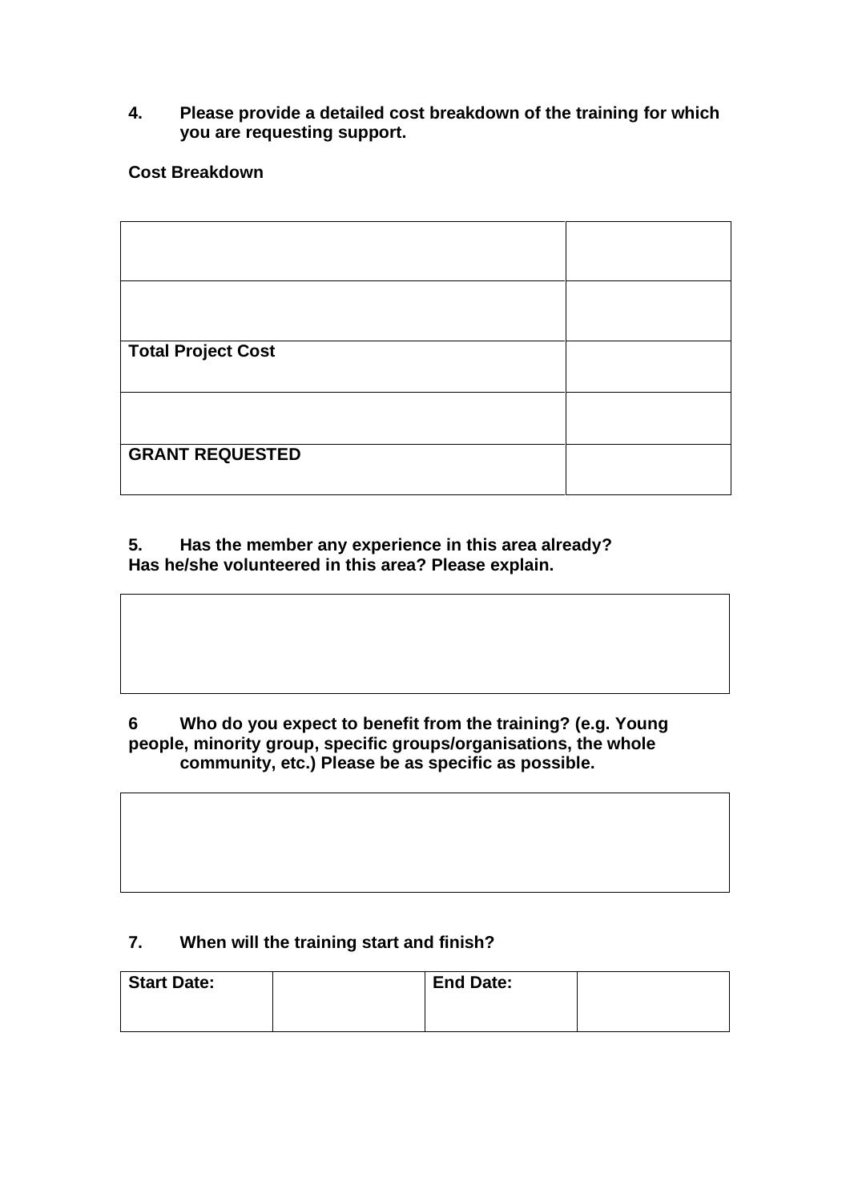**4. Please provide a detailed cost breakdown of the training for which you are requesting support.**

**Cost Breakdown**

| | |
|---|---|
| | |
| | |
| **Total Project Cost** | |
| | |
| **GRANT REQUESTED** | |

**5. Has the member any experience in this area already? Has he/she volunteered in this area? Please explain.**

| |
|---|
| |

**6 Who do you expect to benefit from the training? (e.g. Young people, minority group, specific groups/organisations, the whole community, etc.) Please be as specific as possible.**

| |
|---|
| |

**7. When will the training start and finish?**

| **Start Date:** | | **End Date:** | |
|---|---|---|---|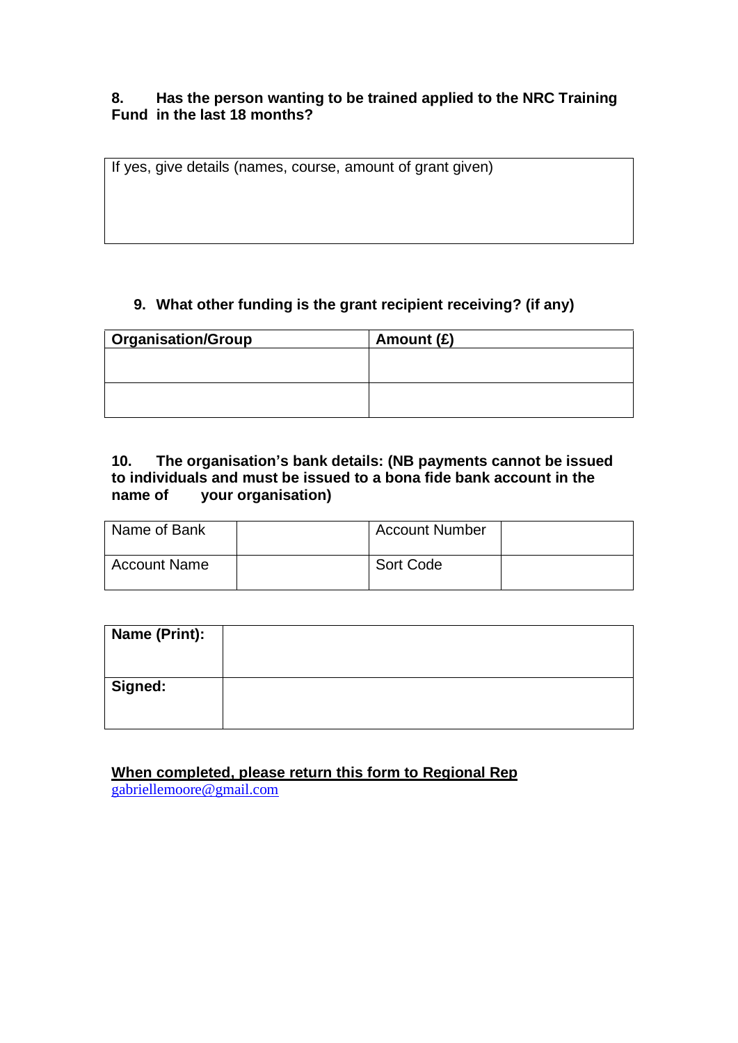**8. Has the person wanting to be trained applied to the NRC Training Fund in the last 18 months?**

| If yes, give details (names, course, amount of grant given) |
|---|
| |

**9. What other funding is the grant recipient receiving? (if any)**

| Organisation/Group | Amount (£) |
|---|---|
| | |
| | |

**10. The organisation's bank details: (NB payments cannot be issued to individuals and must be issued to a bona fide bank account in the name of your organisation)**

| Name of Bank | | Account Number | |
|---|---|---|---|
| Account Name | | Sort Code | |

| **Name (Print):** | |
|---|---|
| **Signed:** | |

**<u>When completed, please return this form to Regional Rep</u>**
[gabriellemoore@gmail.com](mailto:gabriellemoore@gmail.com)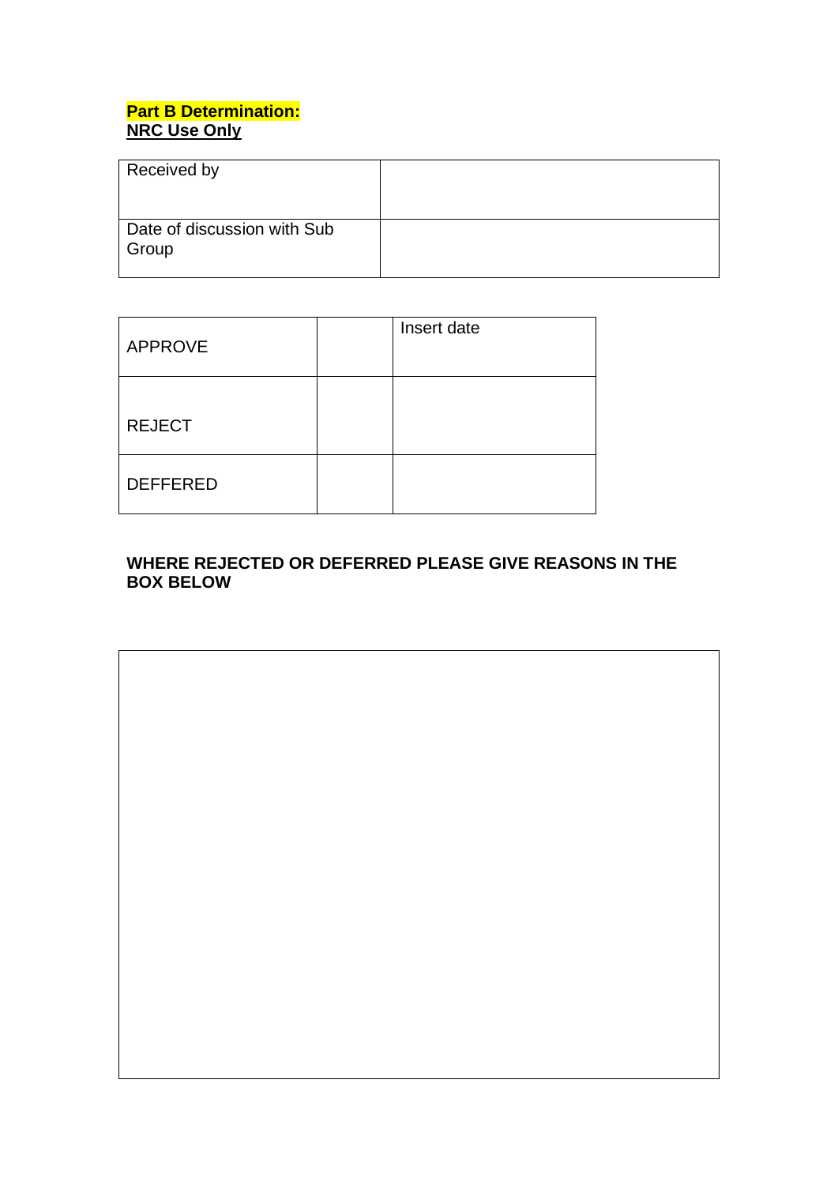**Part B Determination:**
**NRC Use Only**

| Received by | |
|---|---|
| Date of discussion with Sub Group | |

| APPROVE | | Insert date |
|---|---|---|
| REJECT | | |
| DEFFERED | | |

**WHERE REJECTED OR DEFERRED PLEASE GIVE REASONS IN THE BOX BELOW**

| |
|---|
| |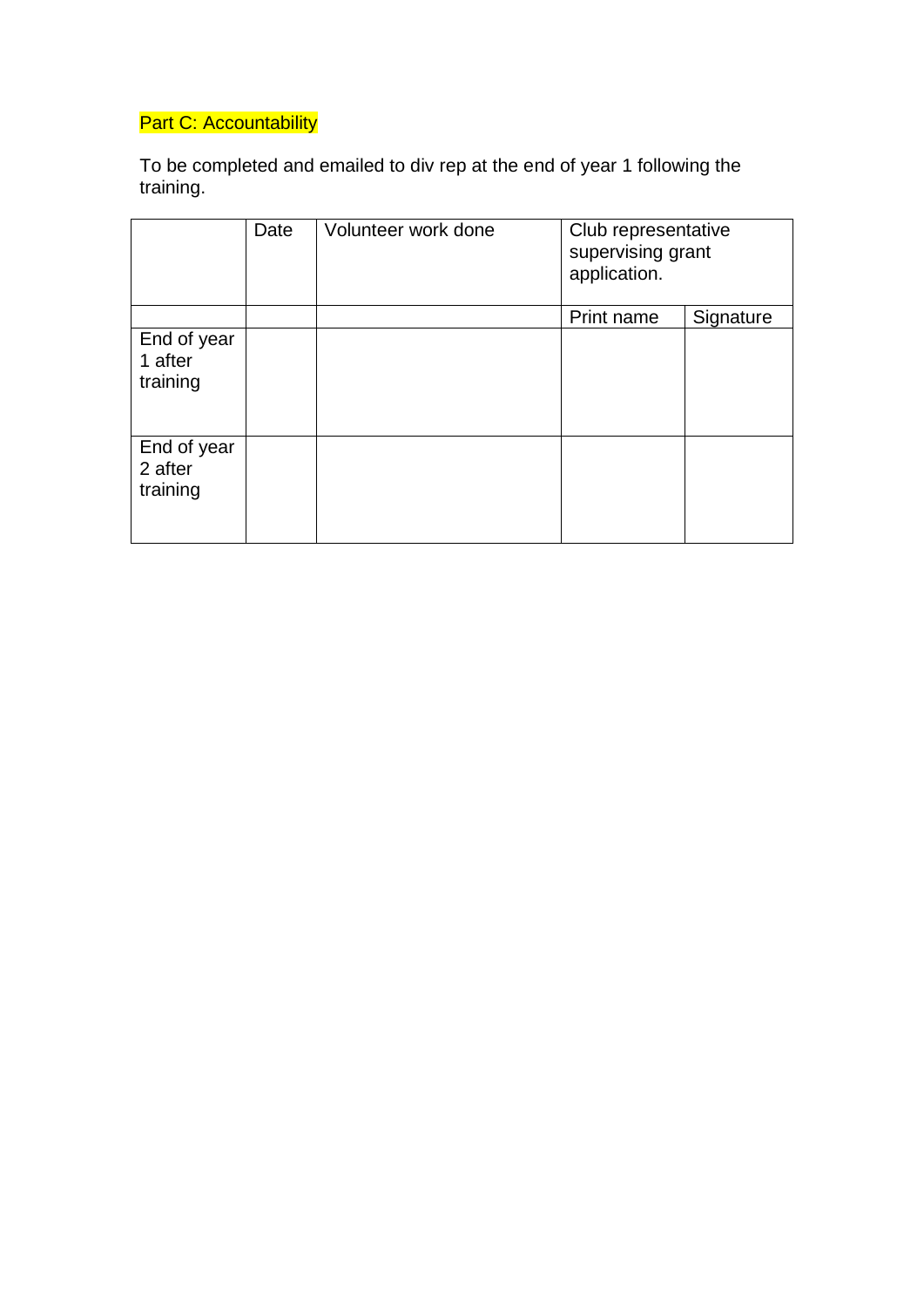## Part C: Accountability

To be completed and emailed to div rep at the end of year 1 following the training.

| | Date | Volunteer work done | Club representative supervising grant application. | |
|---|---|---|---|---|
| | | | Print name | Signature |
| End of year 1 after training | | | | |
| End of year 2 after training | | | | |